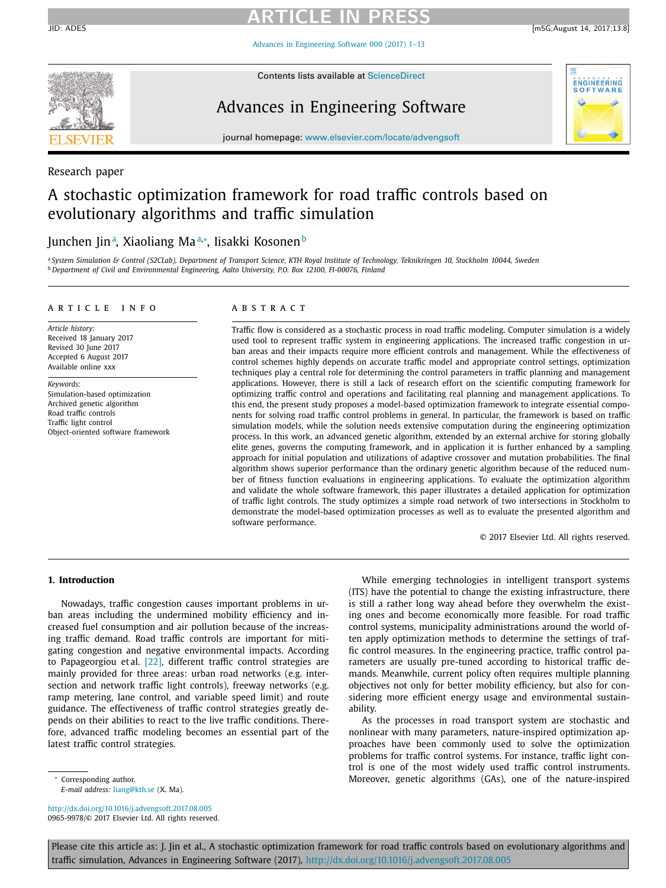Research paper

# A stochastic optimization framework for road traffic controls based on evolutionary algorithms and traffic simulation

Junchen Jin[a], Xiaoliang Ma[a,*], Iisakki Kosonen[b]

[a] System Simulation & Control (S2CLab), Department of Transport Science, KTH Royal Institute of Technology, Teknikringen 10, Stockholm 10044, Sweden
[b] Department of Civil and Environmental Engineering, Aalto University, P.O. Box 12100, FI-00076, Finland

## ARTICLE INFO

*Article history:*
Received 18 January 2017
Revised 30 June 2017
Accepted 6 August 2017
Available online xxx

*Keywords:*
Simulation-based optimization
Archived genetic algorithm
Road traffic controls
Traffic light control
Object-oriented software framework

## ABSTRACT

Traffic flow is considered as a stochastic process in road traffic modeling. Computer simulation is a widely used tool to represent traffic system in engineering applications. The increased traffic congestion in urban areas and their impacts require more efficient controls and management. While the effectiveness of control schemes highly depends on accurate traffic model and appropriate control settings, optimization techniques play a central role for determining the control parameters in traffic planning and management applications. However, there is still a lack of research effort on the scientific computing framework for optimizing traffic control and operations and facilitating real planning and management applications. To this end, the present study proposes a model-based optimization framework to integrate essential components for solving road traffic control problems in general. In particular, the framework is based on traffic simulation models, while the solution needs extensive computation during the engineering optimization process. In this work, an advanced genetic algorithm, extended by an external archive for storing globally elite genes, governs the computing framework, and in application it is further enhanced by a sampling approach for initial population and utilizations of adaptive crossover and mutation probabilities. The final algorithm shows superior performance than the ordinary genetic algorithm because of the reduced number of fitness function evaluations in engineering applications. To evaluate the optimization algorithm and validate the whole software framework, this paper illustrates a detailed application for optimization of traffic light controls. The study optimizes a simple road network of two intersections in Stockholm to demonstrate the model-based optimization processes as well as to evaluate the presented algorithm and software performance.

© 2017 Elsevier Ltd. All rights reserved.

## 1. Introduction

Nowadays, traffic congestion causes important problems in urban areas including the undermined mobility efficiency and increased fuel consumption and air pollution because of the increasing traffic demand. Road traffic controls are important for mitigating congestion and negative environmental impacts. According to Papageorgiou et al. [22], different traffic control strategies are mainly provided for three areas: urban road networks (e.g. intersection and network traffic light controls), freeway networks (e.g. ramp metering, lane control, and variable speed limit) and route guidance. The effectiveness of traffic control strategies greatly depends on their abilities to react to the live traffic conditions. Therefore, advanced traffic modeling becomes an essential part of the latest traffic control strategies.

While emerging technologies in intelligent transport systems (ITS) have the potential to change the existing infrastructure, there is still a rather long way ahead before they overwhelm the existing ones and become economically more feasible. For road traffic control systems, municipality administrations around the world often apply optimization methods to determine the settings of traffic control measures. In the engineering practice, traffic control parameters are usually pre-tuned according to historical traffic demands. Meanwhile, current policy often requires multiple planning objectives not only for better mobility efficiency, but also for considering more efficient energy usage and environmental sustainability.

As the processes in road transport system are stochastic and nonlinear with many parameters, nature-inspired optimization approaches have been commonly used to solve the optimization problems for traffic control systems. For instance, traffic light control is one of the most widely used traffic control instruments. Moreover, genetic algorithms (GAs), one of the nature-inspired

* Corresponding author.
*E-mail address:* liang@kth.se (X. Ma).

http://dx.doi.org/10.1016/j.advengsoft.2017.08.005
0965-9978/© 2017 Elsevier Ltd. All rights reserved.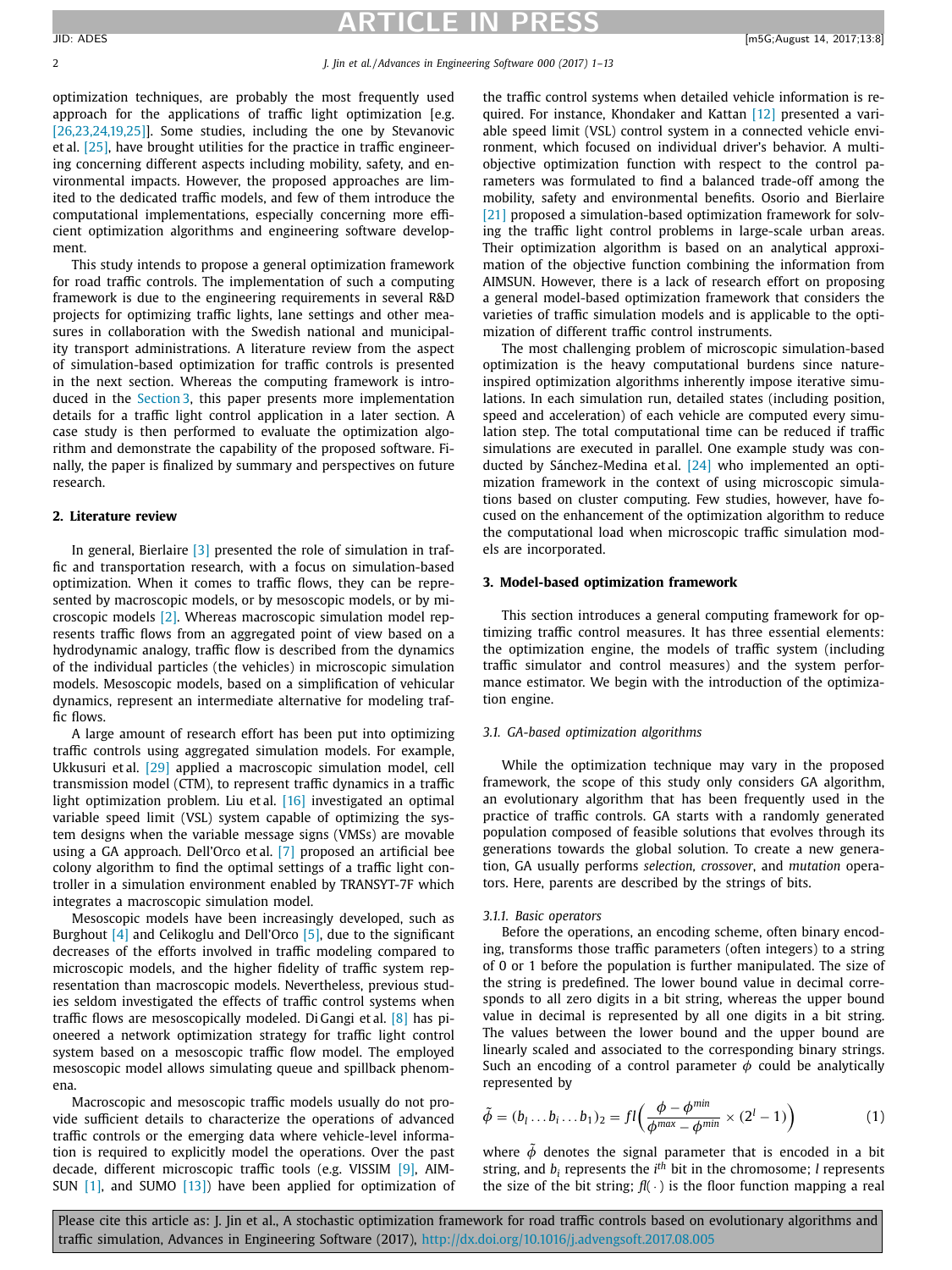optimization techniques, are probably the most frequently used approach for the applications of traffic light optimization [e.g. [26,23,24,19,25]]. Some studies, including the one by Stevanovic et al. [25], have brought utilities for the practice in traffic engineering concerning different aspects including mobility, safety, and environmental impacts. However, the proposed approaches are limited to the dedicated traffic models, and few of them introduce the computational implementations, especially concerning more efficient optimization algorithms and engineering software development.

This study intends to propose a general optimization framework for road traffic controls. The implementation of such a computing framework is due to the engineering requirements in several R&D projects for optimizing traffic lights, lane settings and other measures in collaboration with the Swedish national and municipality transport administrations. A literature review from the aspect of simulation-based optimization for traffic controls is presented in the next section. Whereas the computing framework is introduced in the Section 3, this paper presents more implementation details for a traffic light control application in a later section. A case study is then performed to evaluate the optimization algorithm and demonstrate the capability of the proposed software. Finally, the paper is finalized by summary and perspectives on future research.

## 2. Literature review

In general, Bierlaire [3] presented the role of simulation in traffic and transportation research, with a focus on simulation-based optimization. When it comes to traffic flows, they can be represented by macroscopic models, or by mesoscopic models, or by microscopic models [2]. Whereas macroscopic simulation model represents traffic flows from an aggregated point of view based on a hydrodynamic analogy, traffic flow is described from the dynamics of the individual particles (the vehicles) in microscopic simulation models. Mesoscopic models, based on a simplification of vehicular dynamics, represent an intermediate alternative for modeling traffic flows.

A large amount of research effort has been put into optimizing traffic controls using aggregated simulation models. For example, Ukkusuri et al. [29] applied a macroscopic simulation model, cell transmission model (CTM), to represent traffic dynamics in a traffic light optimization problem. Liu et al. [16] investigated an optimal variable speed limit (VSL) system capable of optimizing the system designs when the variable message signs (VMSs) are movable using a GA approach. Dell'Orco et al. [7] proposed an artificial bee colony algorithm to find the optimal settings of a traffic light controller in a simulation environment enabled by TRANSYT-7F which integrates a macroscopic simulation model.

Mesoscopic models have been increasingly developed, such as Burghout [4] and Celikoglu and Dell'Orco [5], due to the significant decreases of the efforts involved in traffic modeling compared to microscopic models, and the higher fidelity of traffic system representation than macroscopic models. Nevertheless, previous studies seldom investigated the effects of traffic control systems when traffic flows are mesoscopically modeled. Di Gangi et al. [8] has pioneered a network optimization strategy for traffic light control system based on a mesoscopic traffic flow model. The employed mesoscopic model allows simulating queue and spillback phenomena.

Macroscopic and mesoscopic traffic models usually do not provide sufficient details to characterize the operations of advanced traffic controls or the emerging data where vehicle-level information is required to explicitly model the operations. Over the past decade, different microscopic traffic tools (e.g. VISSIM [9], AIMSUN [1], and SUMO [13]) have been applied for optimization of the traffic control systems when detailed vehicle information is required. For instance, Khondaker and Kattan [12] presented a variable speed limit (VSL) control system in a connected vehicle environment, which focused on individual driver's behavior. A multi-objective optimization function with respect to the control parameters was formulated to find a balanced trade-off among the mobility, safety and environmental benefits. Osorio and Bierlaire [21] proposed a simulation-based optimization framework for solving the traffic light control problems in large-scale urban areas. Their optimization algorithm is based on an analytical approximation of the objective function combining the information from AIMSUN. However, there is a lack of research effort on proposing a general model-based optimization framework that considers the varieties of traffic simulation models and is applicable to the optimization of different traffic control instruments.

The most challenging problem of microscopic simulation-based optimization is the heavy computational burdens since nature-inspired optimization algorithms inherently impose iterative simulations. In each simulation run, detailed states (including position, speed and acceleration) of each vehicle are computed every simulation step. The total computational time can be reduced if traffic simulations are executed in parallel. One example study was conducted by Sánchez-Medina et al. [24] who implemented an optimization framework in the context of using microscopic simulations based on cluster computing. Few studies, however, have focused on the enhancement of the optimization algorithm to reduce the computational load when microscopic traffic simulation models are incorporated.

## 3. Model-based optimization framework

This section introduces a general computing framework for optimizing traffic control measures. It has three essential elements: the optimization engine, the models of traffic system (including traffic simulator and control measures) and the system performance estimator. We begin with the introduction of the optimization engine.

### 3.1. GA-based optimization algorithms

While the optimization technique may vary in the proposed framework, the scope of this study only considers GA algorithm, an evolutionary algorithm that has been frequently used in the practice of traffic controls. GA starts with a randomly generated population composed of feasible solutions that evolves through its generations towards the global solution. To create a new generation, GA usually performs *selection*, *crossover*, and *mutation* operators. Here, parents are described by the strings of bits.

#### 3.1.1. Basic operators

Before the operations, an encoding scheme, often binary encoding, transforms those traffic parameters (often integers) to a string of 0 or 1 before the population is further manipulated. The size of the string is predefined. The lower bound value in decimal corresponds to all zero digits in a bit string, whereas the upper bound value in decimal is represented by all one digits in a bit string. The values between the lower bound and the upper bound are linearly scaled and associated to the corresponding binary strings. Such an encoding of a control parameter $\phi$ could be analytically represented by

$$\tilde{\phi} = (b_l \dots b_i \dots b_1)_2 = fl\left(\frac{\phi - \phi^{min}}{\phi^{max} - \phi^{min}} \times (2^l - 1)\right) \tag{1}$$

where $\tilde{\phi}$ denotes the signal parameter that is encoded in a bit string, and $b_i$ represents the $i^{th}$ bit in the chromosome; $l$ represents the size of the bit string; $fl(\cdot)$ is the floor function mapping a real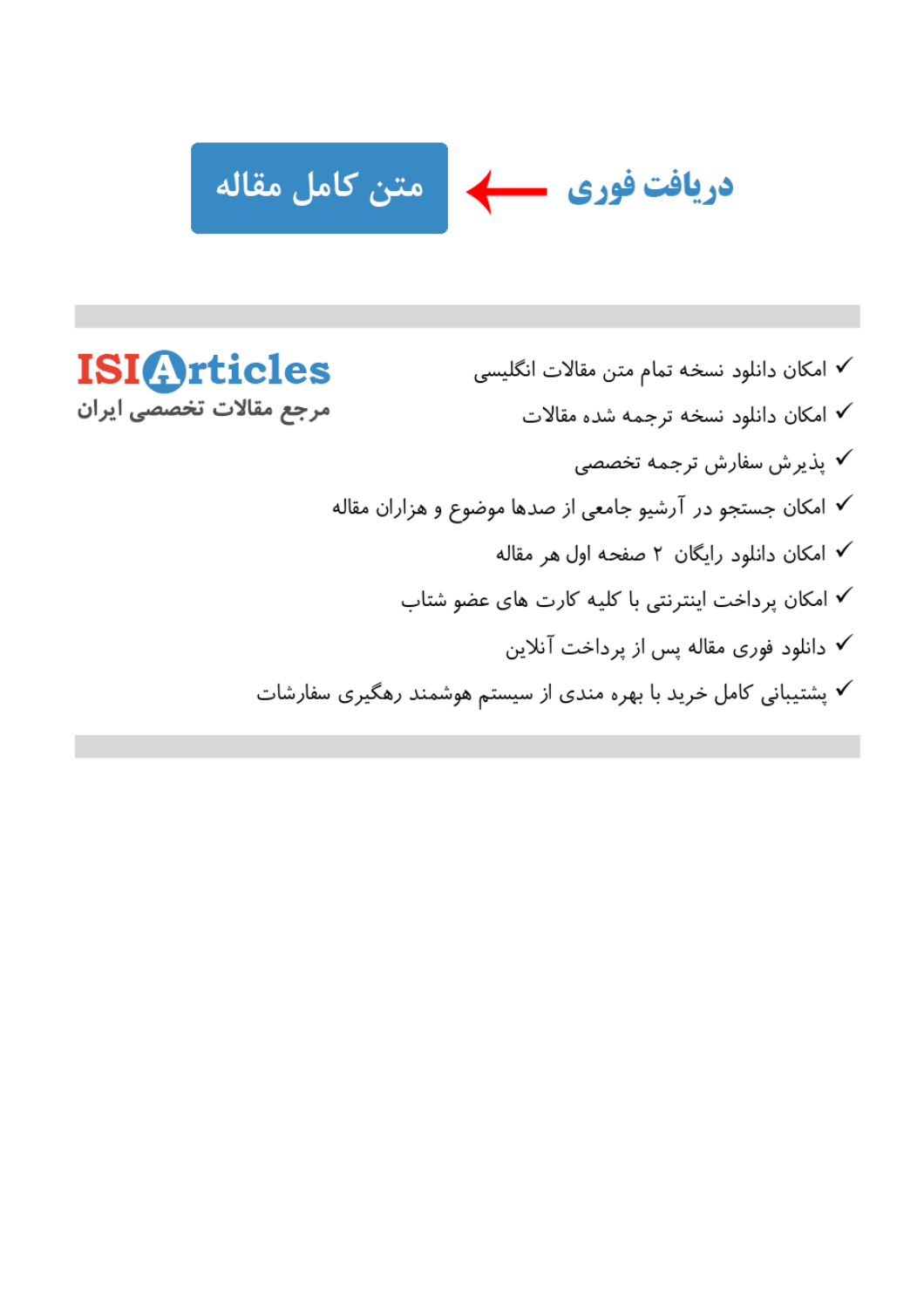دریافت فوری ← **متن کامل مقاله**

**ISIArticles**
مرجع مقالات تخصصی ایران

- ✓ امکان دانلود نسخه تمام متن مقالات انگلیسی
- ✓ امکان دانلود نسخه ترجمه شده مقالات
- ✓ پذیرش سفارش ترجمه تخصصی
- ✓ امکان جستجو در آرشیو جامعی از صدها موضوع و هزاران مقاله
- ✓ امکان دانلود رایگان ۲ صفحه اول هر مقاله
- ✓ امکان پرداخت اینترنتی با کلیه کارت های عضو شتاب
- ✓ دانلود فوری مقاله پس از پرداخت آنلاین
- ✓ پشتیبانی کامل خرید با بهره مندی از سیستم هوشمند رهگیری سفارشات